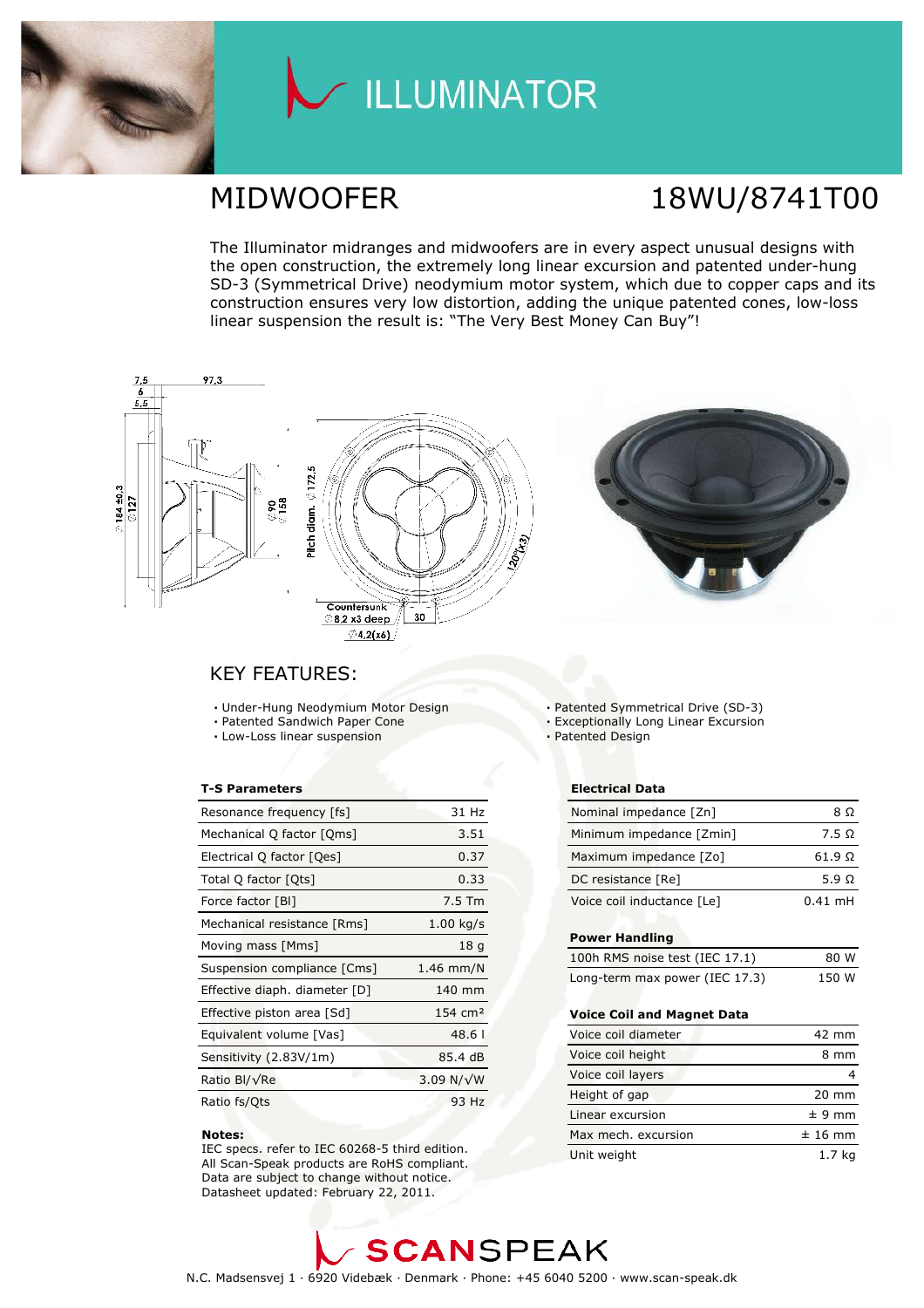# ILLUMINATOR

## MIDWOOFER 18WU/8741T00

The Illuminator midranges and midwoofers are in every aspect unusual designs with the open construction, the extremely long linear excursion and patented under-hung SD-3 (Symmetrical Drive) neodymium motor system, which due to copper caps and its construction ensures very low distortion, adding the unique patented cones, low-loss linear suspension the result is: "The Very Best Money Can Buy"!

## KEY FEATURES:

- Under-Hung Neodymium Motor Design
- Patented Sandwich Paper Cone
- Low-Loss linear suspension
- Patented Symmetrical Drive (SD-3)
- Exceptionally Long Linear Excursion
- Patented Design

**T-S Parameters**

| Parameter | Value |
|---|---|
| Resonance frequency [fs] | 31 Hz |
| Mechanical Q factor [Qms] | 3.51 |
| Electrical Q factor [Qes] | 0.37 |
| Total Q factor [Qts] | 0.33 |
| Force factor [Bl] | 7.5 Tm |
| Mechanical resistance [Rms] | 1.00 kg/s |
| Moving mass [Mms] | 18 g |
| Suspension compliance [Cms] | 1.46 mm/N |
| Effective diaph. diameter [D] | 140 mm |
| Effective piston area [Sd] | 154 cm² |
| Equivalent volume [Vas] | 48.6 l |
| Sensitivity (2.83V/1m) | 85.4 dB |
| Ratio Bl/√Re | 3.09 N/√W |
| Ratio fs/Qts | 93 Hz |

**Notes:**
IEC specs. refer to IEC 60268-5 third edition.
All Scan-Speak products are RoHS compliant.
Data are subject to change without notice.
Datasheet updated: February 22, 2011.

**Electrical Data**

| Parameter | Value |
|---|---|
| Nominal impedance [Zn] | 8 Ω |
| Minimum impedance [Zmin] | 7.5 Ω |
| Maximum impedance [Zo] | 61.9 Ω |
| DC resistance [Re] | 5.9 Ω |
| Voice coil inductance [Le] | 0.41 mH |

**Power Handling**

| Parameter | Value |
|---|---|
| 100h RMS noise test (IEC 17.1) | 80 W |
| Long-term max power (IEC 17.3) | 150 W |

**Voice Coil and Magnet Data**

| Parameter | Value |
|---|---|
| Voice coil diameter | 42 mm |
| Voice coil height | 8 mm |
| Voice coil layers | 4 |
| Height of gap | 20 mm |
| Linear excursion | ± 9 mm |
| Max mech. excursion | ± 16 mm |
| Unit weight | 1.7 kg |

SCANSPEAK

N.C. Madsensvej 1 · 6920 Videbæk · Denmark · Phone: +45 6040 5200 · www.scan-speak.dk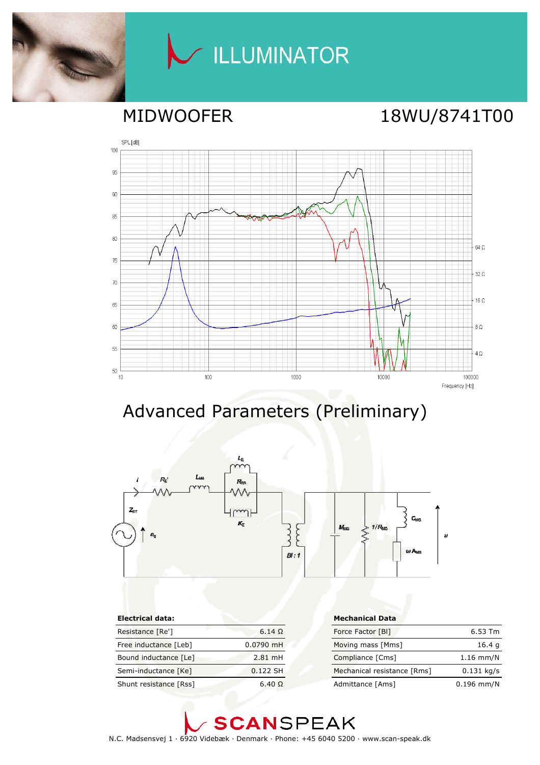# ILLUMINATOR

## MIDWOOFER

## 18WU/8741T00

SPL [dB]

100
95
90
85
80
75
70
65
60
55
50

64 Ω
32 Ω
16 Ω
8 Ω
4 Ω

10
100
1000
10000
100000

Frequency [Hz]

# Advanced Parameters (Preliminary)

$L_E$
$i$
$R_E'$
$L_{eb}$
$R_{SS}$
$K_E$
$Z_{ET}$
$e_g$
$Bl : 1$
$M_{MS}$
$1/R_{MS}$
$C_{MS}$
$\omega A_{MS}$
$u$

| **Electrical data:** | |
|---|---|
| Resistance [Re'] | 6.14 Ω |
| Free inductance [Leb] | 0.0790 mH |
| Bound inductance [Le] | 2.81 mH |
| Semi-inductance [Ke] | 0.122 SH |
| Shunt resistance [Rss] | 6.40 Ω |

| **Mechanical Data** | |
|---|---|
| Force Factor [Bl] | 6.53 Tm |
| Moving mass [Mms] | 16.4 g |
| Compliance [Cms] | 1.16 mm/N |
| Mechanical resistance [Rms] | 0.131 kg/s |
| Admittance [Ams] | 0.196 mm/N |

**SCANSPEAK**

N.C. Madsensvej 1 · 6920 Videbæk · Denmark · Phone: +45 6040 5200 · www.scan-speak.dk